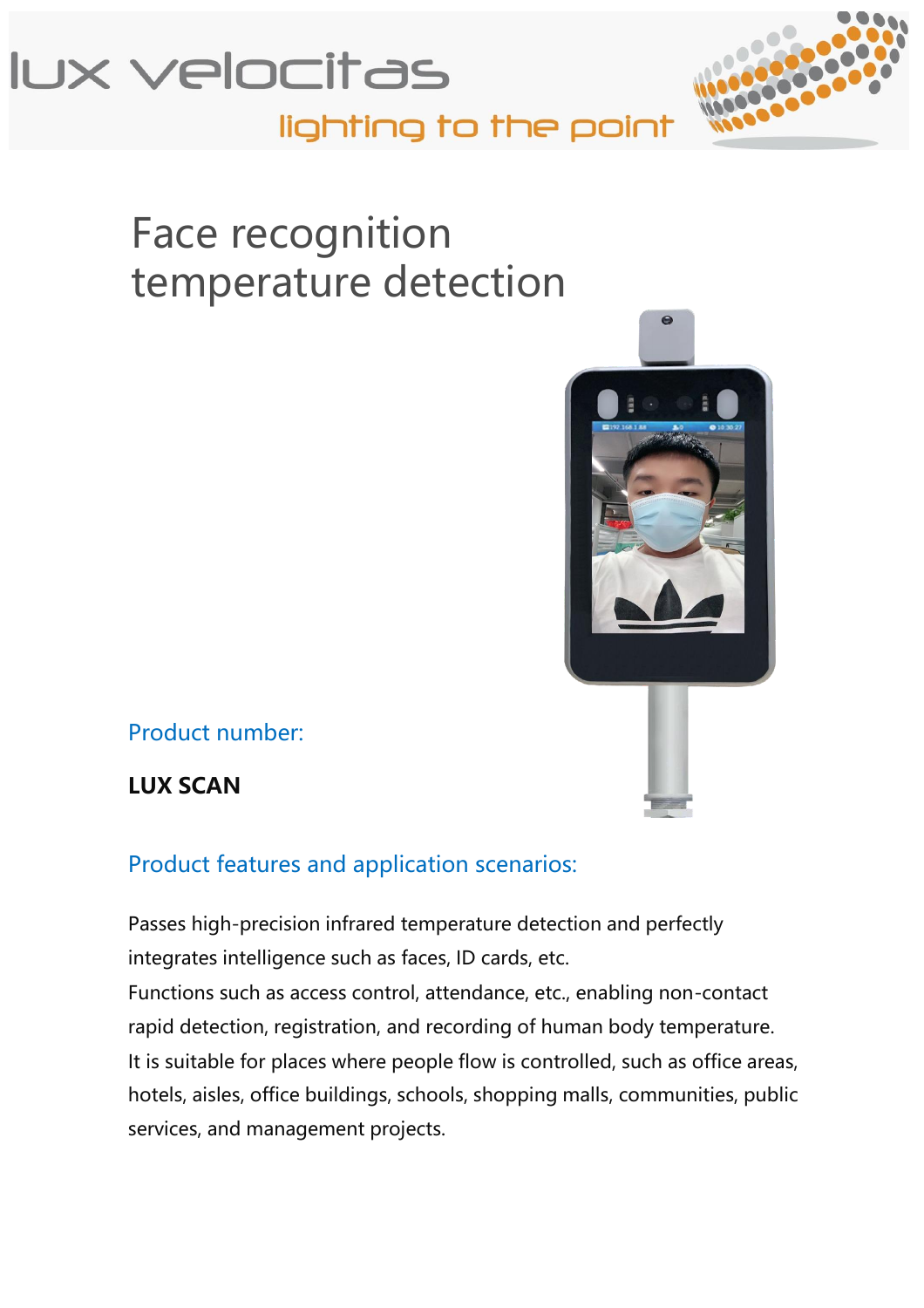lux velocitas

lighting to the point

# Face recognition temperature detection

## Product number:

**LUX SCAN**

## Product features and application scenarios:

Passes high-precision infrared temperature detection and perfectly integrates intelligence such as faces, ID cards, etc.
Functions such as access control, attendance, etc., enabling non-contact rapid detection, registration, and recording of human body temperature.
It is suitable for places where people flow is controlled, such as office areas, hotels, aisles, office buildings, schools, shopping malls, communities, public services, and management projects.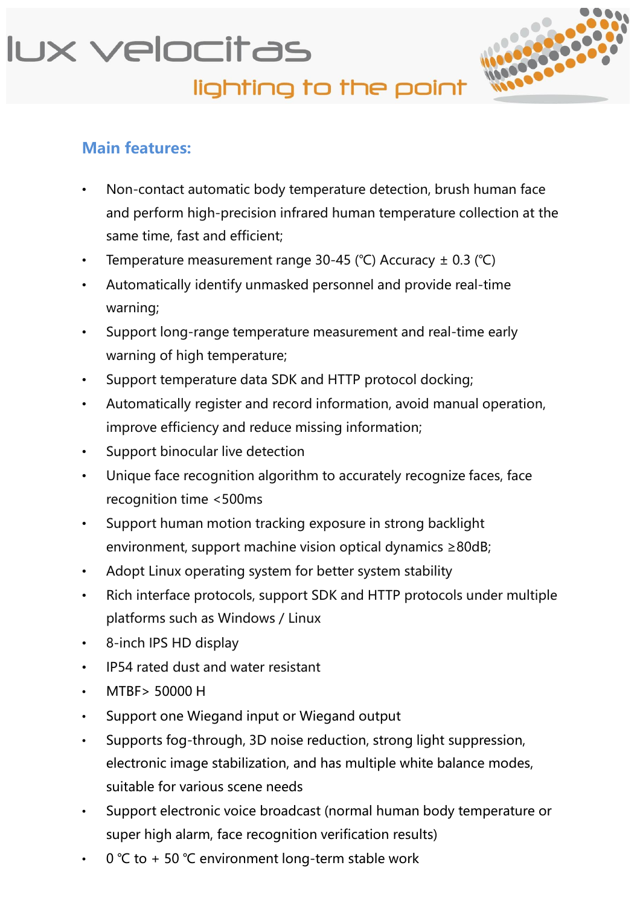## Main features:

- Non-contact automatic body temperature detection, brush human face and perform high-precision infrared human temperature collection at the same time, fast and efficient;
- Temperature measurement range 30-45 (℃) Accuracy ± 0.3 (℃)
- Automatically identify unmasked personnel and provide real-time warning;
- Support long-range temperature measurement and real-time early warning of high temperature;
- Support temperature data SDK and HTTP protocol docking;
- Automatically register and record information, avoid manual operation, improve efficiency and reduce missing information;
- Support binocular live detection
- Unique face recognition algorithm to accurately recognize faces, face recognition time <500ms
- Support human motion tracking exposure in strong backlight environment, support machine vision optical dynamics ≥80dB;
- Adopt Linux operating system for better system stability
- Rich interface protocols, support SDK and HTTP protocols under multiple platforms such as Windows / Linux
- 8-inch IPS HD display
- IP54 rated dust and water resistant
- MTBF> 50000 H
- Support one Wiegand input or Wiegand output
- Supports fog-through, 3D noise reduction, strong light suppression, electronic image stabilization, and has multiple white balance modes, suitable for various scene needs
- Support electronic voice broadcast (normal human body temperature or super high alarm, face recognition verification results)
- 0 ℃ to + 50 ℃ environment long-term stable work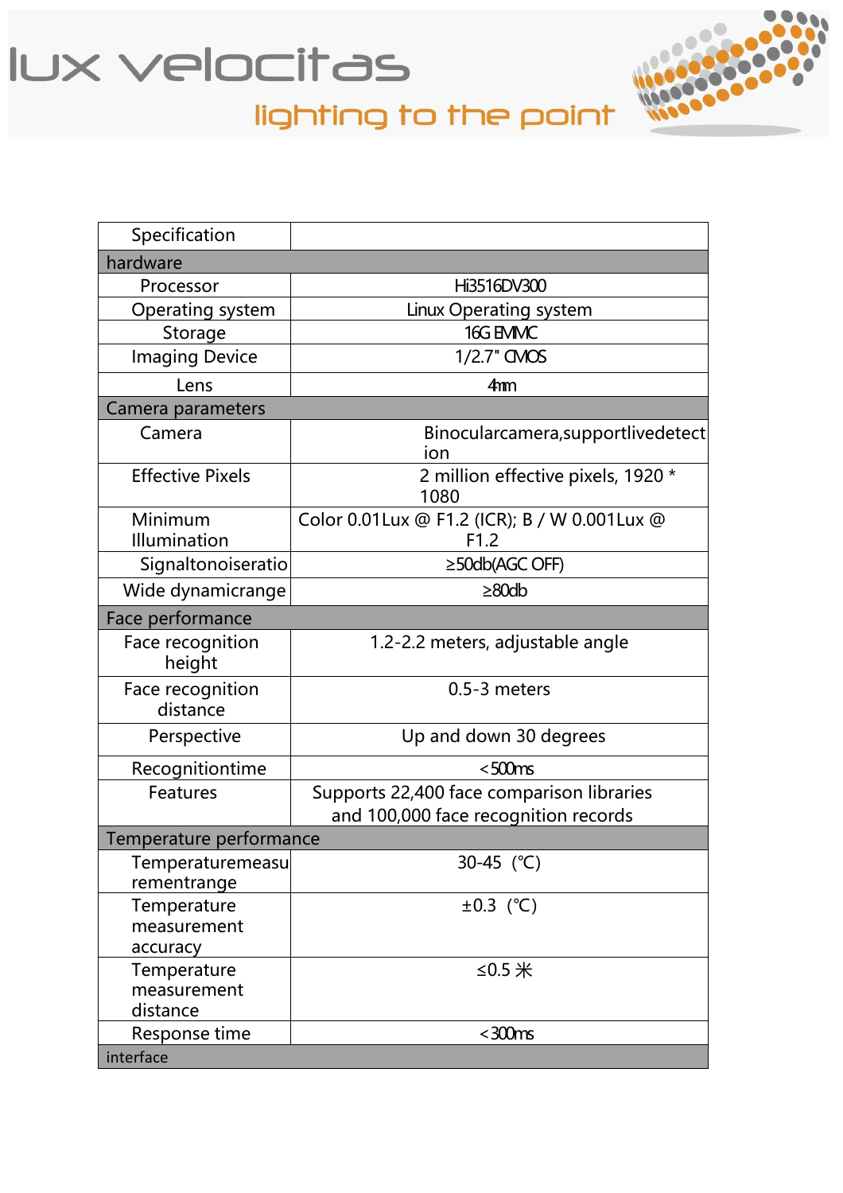lux velocitas

lighting to the point

| Specification | |
|---|---|
| **hardware** | |
| Processor | Hi3516DV300 |
| Operating system | Linux Operating system |
| Storage | 16G EMMC |
| Imaging Device | 1/2.7" CMOS |
| Lens | 4mm |
| **Camera parameters** | |
| Camera | Binocularcamera,supportlivedetection |
| Effective Pixels | 2 million effective pixels, 1920 * 1080 |
| Minimum Illumination | Color 0.01Lux @ F1.2 (ICR); B / W 0.001Lux @ F1.2 |
| Signaltonoiseratio | ≥50db(AGC OFF) |
| Wide dynamicrange | ≥80db |
| **Face performance** | |
| Face recognition height | 1.2-2.2 meters, adjustable angle |
| Face recognition distance | 0.5-3 meters |
| Perspective | Up and down 30 degrees |
| Recognitiontime | <500ms |
| Features | Supports 22,400 face comparison libraries and 100,000 face recognition records |
| **Temperature performance** | |
| Temperaturemeasurementrange | 30-45（℃) |
| Temperature measurement accuracy | ±0.3（℃) |
| Temperature measurement distance | ≤0.5 米 |
| Response time | <300ms |
| **interface** | |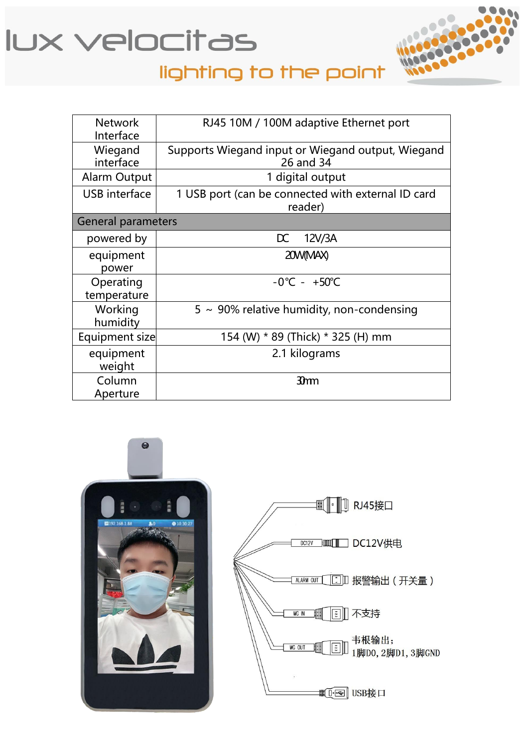| Network Interface | RJ45 10M / 100M adaptive Ethernet port |
|---|---|
| Wiegand interface | Supports Wiegand input or Wiegand output, Wiegand 26 and 34 |
| Alarm Output | 1 digital output |
| USB interface | 1 USB port (can be connected with external ID card reader) |
| General parameters | |
| powered by | DC 12V/3A |
| equipment power | 20W(MAX) |
| Operating temperature | -0℃ - +50℃ |
| Working humidity | 5 ~ 90% relative humidity, non-condensing |
| Equipment size | 154 (W) * 89 (Thick) * 325 (H) mm |
| equipment weight | 2.1 kilograms |
| Column Aperture | 30mm |

RJ45接口

DC12V供电

报警输出（开关量）

不支持

韦根输出；
1脚D0，2脚D1，3脚GND

USB接口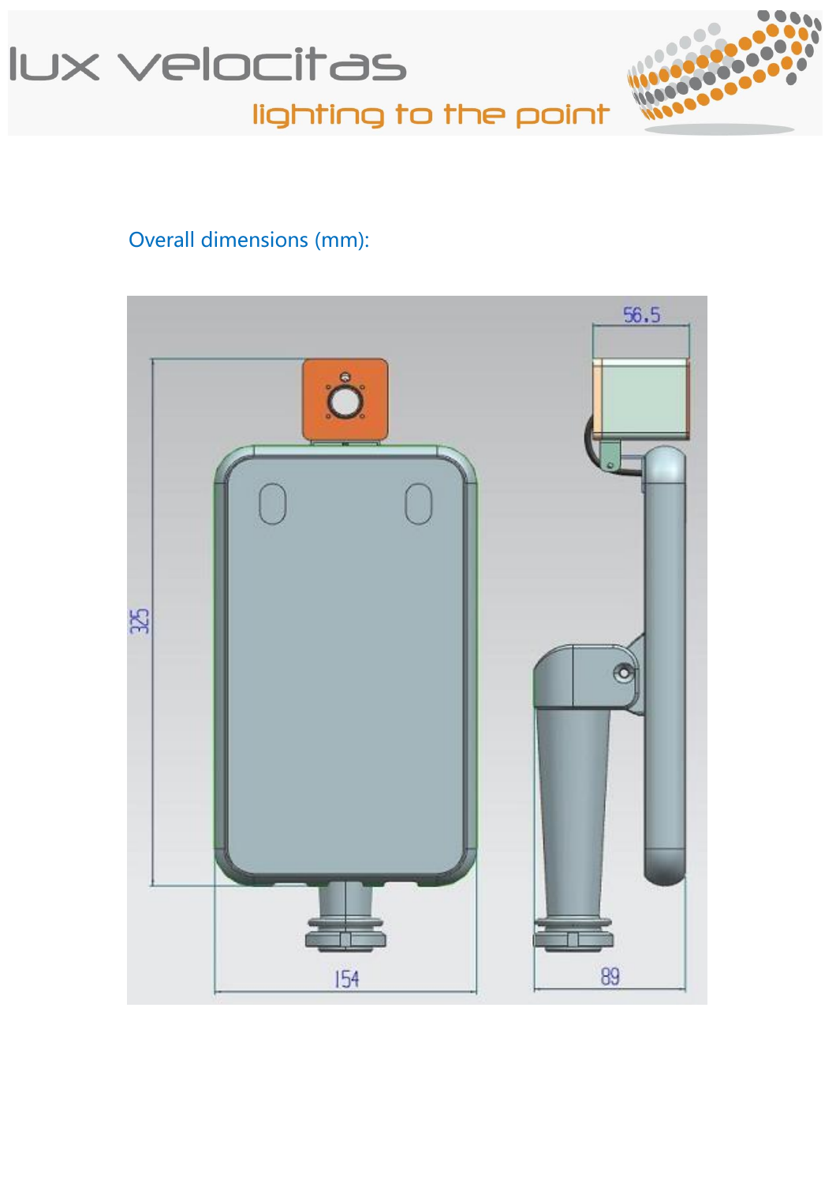Overall dimensions (mm):

56.5

325

154

89